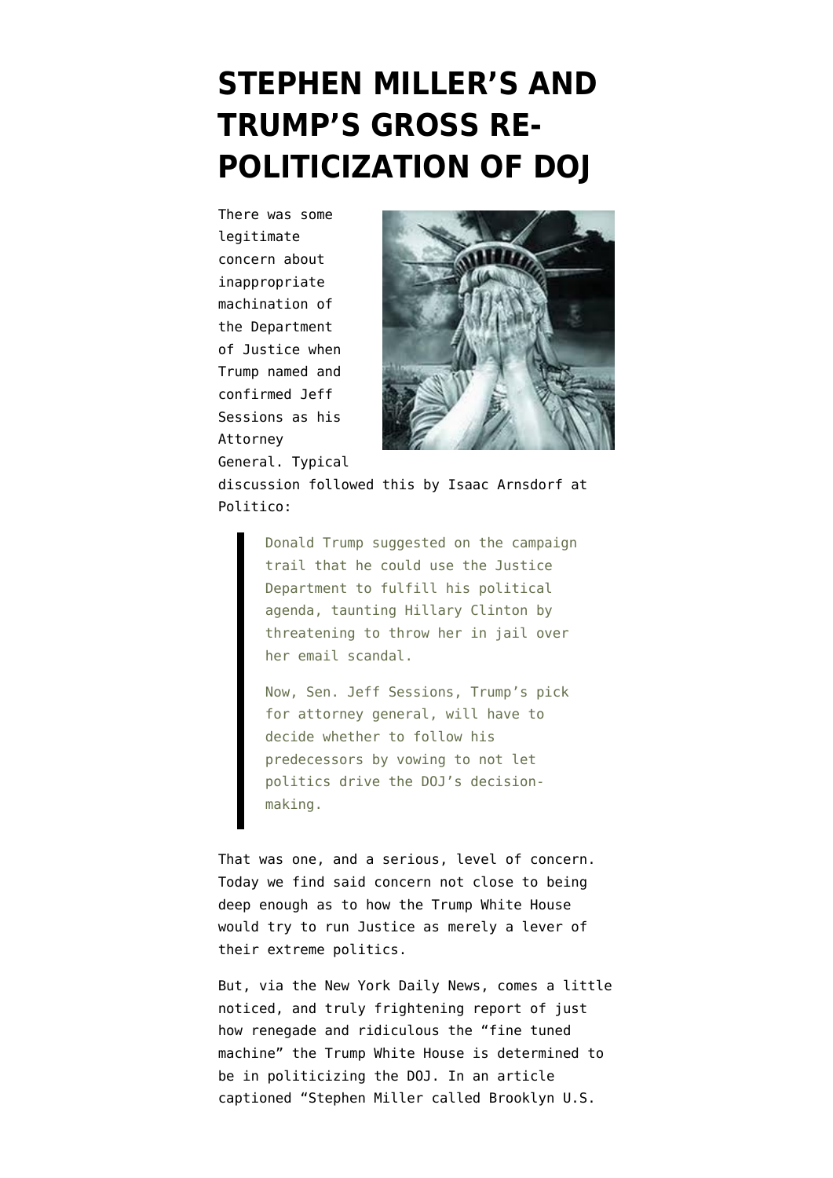# STEPHEN MILLER'S AND TRUMP'S GROSS RE-POLITICIZATION OF DOJ

There was some legitimate concern about inappropriate machination of the Department of Justice when Trump named and confirmed Jeff Sessions as his Attorney General. Typical discussion followed this by Isaac Arnsdorf at Politico:

> Donald Trump suggested on the campaign trail that he could use the Justice Department to fulfill his political agenda, taunting Hillary Clinton by threatening to throw her in jail over her email scandal.
>
> Now, Sen. Jeff Sessions, Trump's pick for attorney general, will have to decide whether to follow his predecessors by vowing to not let politics drive the DOJ's decision-making.

That was one, and a serious, level of concern. Today we find said concern not close to being deep enough as to how the Trump White House would try to run Justice as merely a lever of their extreme politics.

But, via the New York Daily News, comes a little noticed, and truly frightening report of just how renegade and ridiculous the "fine tuned machine" the Trump White House is determined to be in politicizing the DOJ. In an article captioned "Stephen Miller called Brooklyn U.S.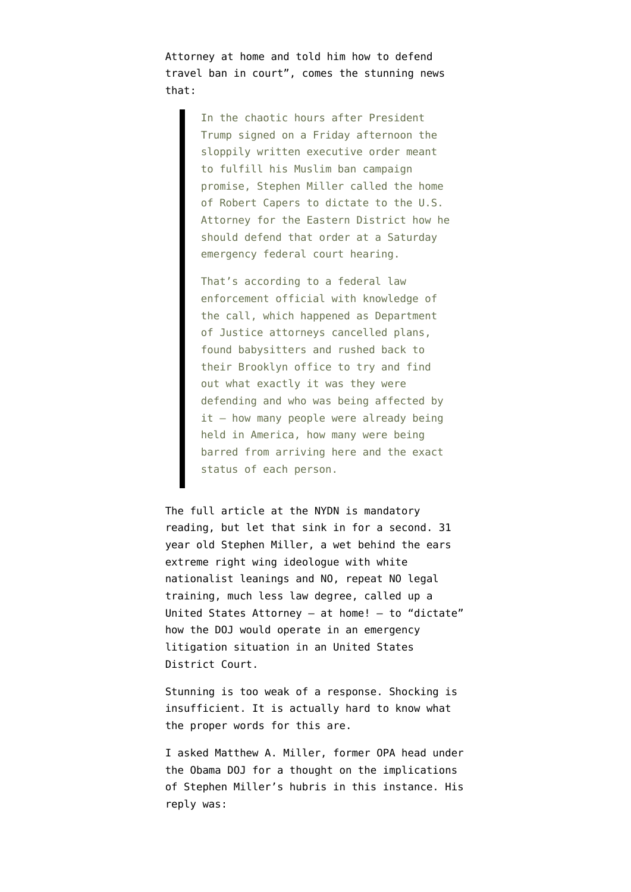Attorney at home and told him how to defend travel ban in court", comes the stunning news that:

> In the chaotic hours after President Trump signed on a Friday afternoon the sloppily written executive order meant to fulfill his Muslim ban campaign promise, Stephen Miller called the home of Robert Capers to dictate to the U.S. Attorney for the Eastern District how he should defend that order at a Saturday emergency federal court hearing.
>
> That's according to a federal law enforcement official with knowledge of the call, which happened as Department of Justice attorneys cancelled plans, found babysitters and rushed back to their Brooklyn office to try and find out what exactly it was they were defending and who was being affected by it — how many people were already being held in America, how many were being barred from arriving here and the exact status of each person.

The full article at the NYDN is mandatory reading, but let that sink in for a second. 31 year old Stephen Miller, a wet behind the ears extreme right wing ideologue with white nationalist leanings and NO, repeat NO legal training, much less law degree, called up a United States Attorney — at home! — to "dictate" how the DOJ would operate in an emergency litigation situation in an United States District Court.

Stunning is too weak of a response. Shocking is insufficient. It is actually hard to know what the proper words for this are.

I asked Matthew A. Miller, former OPA head under the Obama DOJ for a thought on the implications of Stephen Miller's hubris in this instance. His reply was: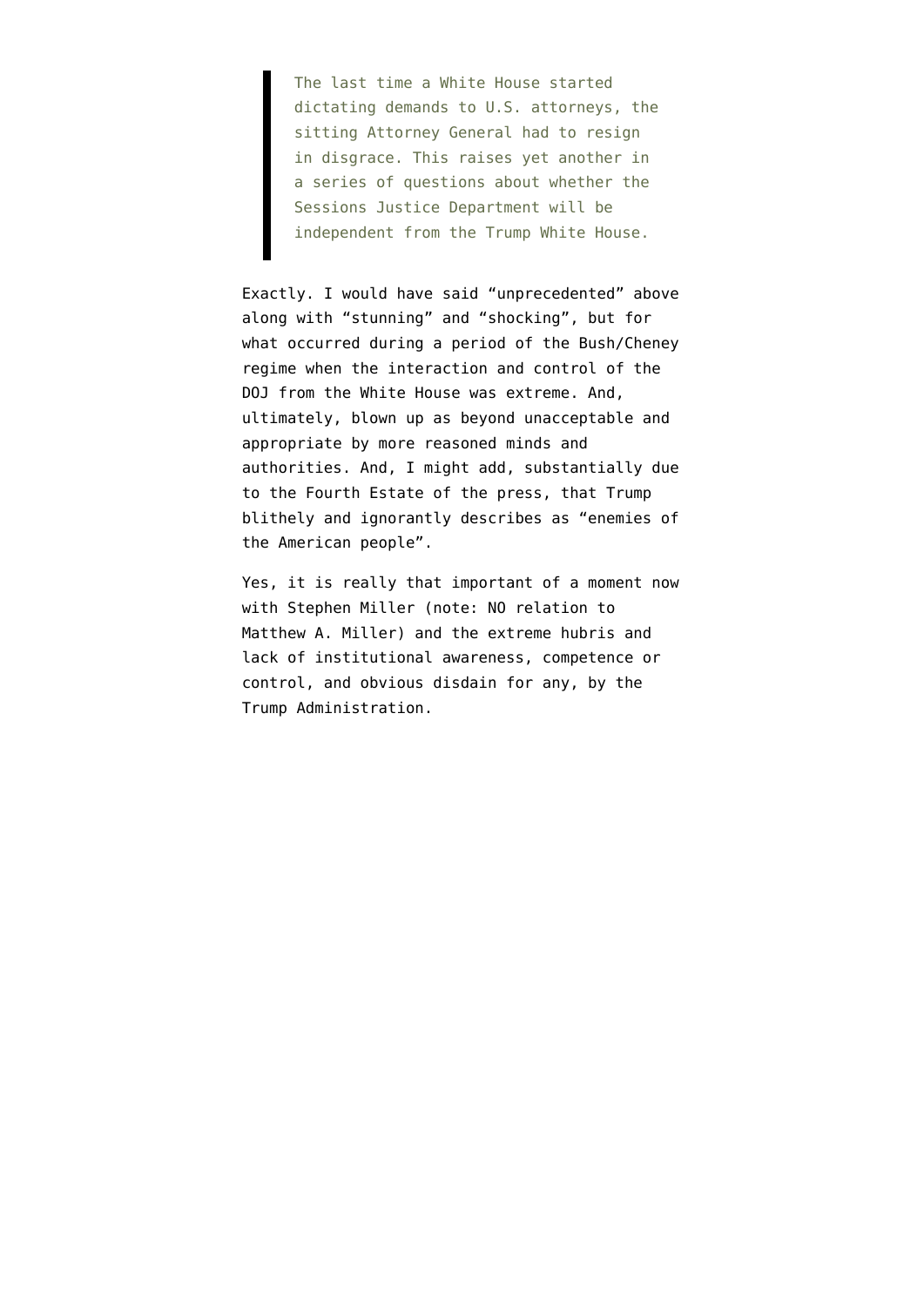> The last time a White House started dictating demands to U.S. attorneys, the sitting Attorney General had to resign in disgrace. This raises yet another in a series of questions about whether the Sessions Justice Department will be independent from the Trump White House.

Exactly. I would have said "unprecedented" above along with "stunning" and "shocking", but for what occurred during a period of the Bush/Cheney regime when the interaction and control of the DOJ from the White House was extreme. And, ultimately, blown up as beyond unacceptable and appropriate by more reasoned minds and authorities. And, I might add, substantially due to the Fourth Estate of the press, that Trump blithely and ignorantly describes as "enemies of the American people".

Yes, it is really that important of a moment now with Stephen Miller (note: NO relation to Matthew A. Miller) and the extreme hubris and lack of institutional awareness, competence or control, and obvious disdain for any, by the Trump Administration.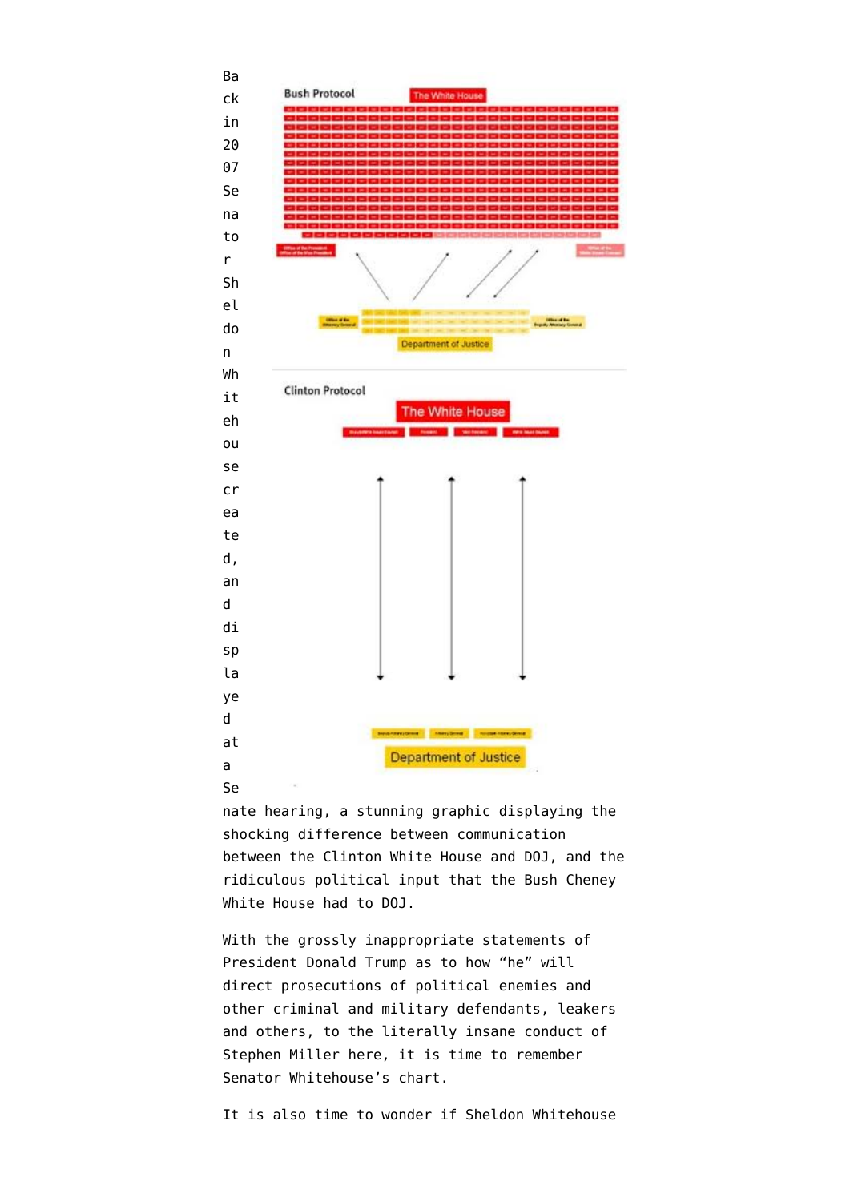Back in 2007 Senator Sheldon Whitehouse created, and displayed at a Senate hearing, a stunning graphic displaying the shocking difference between communication between the Clinton White House and DOJ, and the ridiculous political input that the Bush Cheney White House had to DOJ.

With the grossly inappropriate statements of President Donald Trump as to how “he” will direct prosecutions of political enemies and other criminal and military defendants, leakers and others, to the literally insane conduct of Stephen Miller here, it is time to remember Senator Whitehouse’s chart.

It is also time to wonder if Sheldon Whitehouse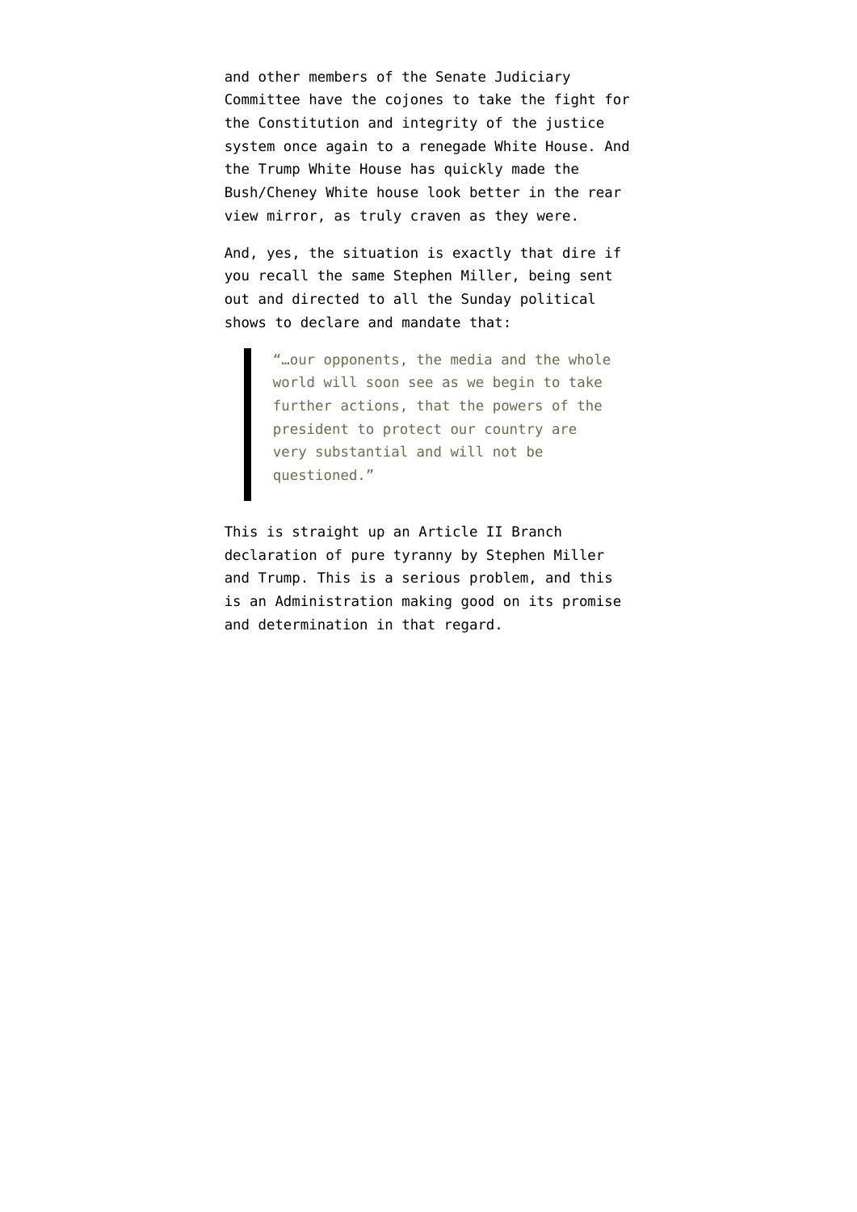and other members of the Senate Judiciary Committee have the cojones to take the fight for the Constitution and integrity of the justice system once again to a renegade White House. And the Trump White House has quickly made the Bush/Cheney White house look better in the rear view mirror, as truly craven as they were.

And, yes, the situation is exactly that dire if you recall the same Stephen Miller, being sent out and directed to all the Sunday political shows to declare and mandate that:

> "…our opponents, the media and the whole world will soon see as we begin to take further actions, that the powers of the president to protect our country are very substantial and will not be questioned."

This is straight up an Article II Branch declaration of pure tyranny by Stephen Miller and Trump. This is a serious problem, and this is an Administration making good on its promise and determination in that regard.